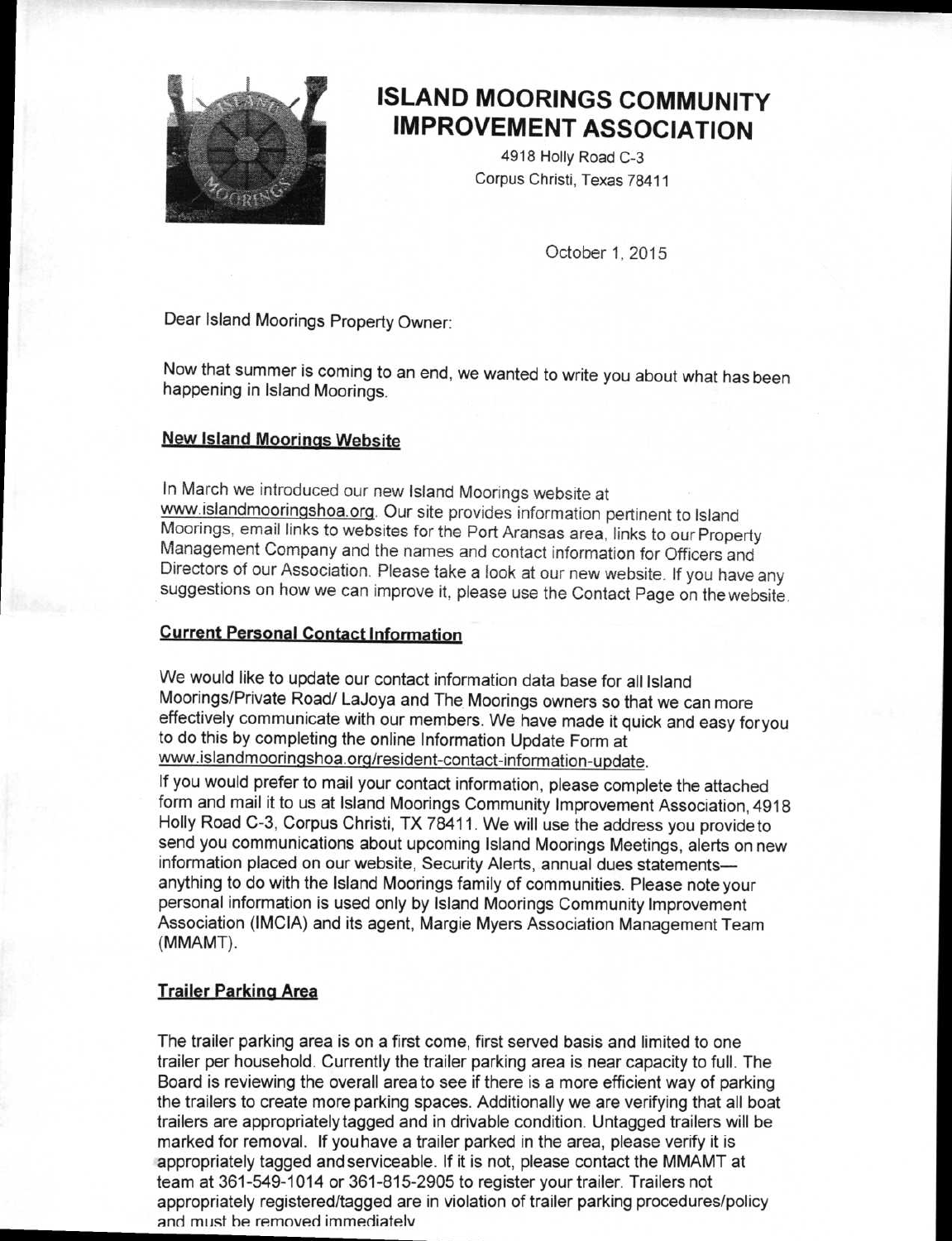# ISLAND MOORINGS COMMUNITY IMPROVEMENT ASSOCIATION

4918 Holly Road C-3
Corpus Christi, Texas 78411

October 1, 2015

Dear Island Moorings Property Owner:

Now that summer is coming to an end, we wanted to write you about what has been happening in Island Moorings.

## New Island Moorings Website

In March we introduced our new Island Moorings website at www.islandmooringshoa.org. Our site provides information pertinent to Island Moorings, email links to websites for the Port Aransas area, links to our Property Management Company and the names and contact information for Officers and Directors of our Association. Please take a look at our new website. If you have any suggestions on how we can improve it, please use the Contact Page on the website.

## Current Personal Contact Information

We would like to update our contact information data base for all Island Moorings/Private Road/ LaJoya and The Moorings owners so that we can more effectively communicate with our members. We have made it quick and easy for you to do this by completing the online Information Update Form at www.islandmooringshoa.org/resident-contact-information-update.

If you would prefer to mail your contact information, please complete the attached form and mail it to us at Island Moorings Community Improvement Association, 4918 Holly Road C-3, Corpus Christi, TX 78411. We will use the address you provide to send you communications about upcoming Island Moorings Meetings, alerts on new information placed on our website, Security Alerts, annual dues statements—anything to do with the Island Moorings family of communities. Please note your personal information is used only by Island Moorings Community Improvement Association (IMCIA) and its agent, Margie Myers Association Management Team (MMAMT).

## Trailer Parking Area

The trailer parking area is on a first come, first served basis and limited to one trailer per household. Currently the trailer parking area is near capacity to full. The Board is reviewing the overall area to see if there is a more efficient way of parking the trailers to create more parking spaces. Additionally we are verifying that all boat trailers are appropriately tagged and in drivable condition. Untagged trailers will be marked for removal. If you have a trailer parked in the area, please verify it is appropriately tagged and serviceable. If it is not, please contact the MMAMT at team at 361-549-1014 or 361-815-2905 to register your trailer. Trailers not appropriately registered/tagged are in violation of trailer parking procedures/policy and must be removed immediately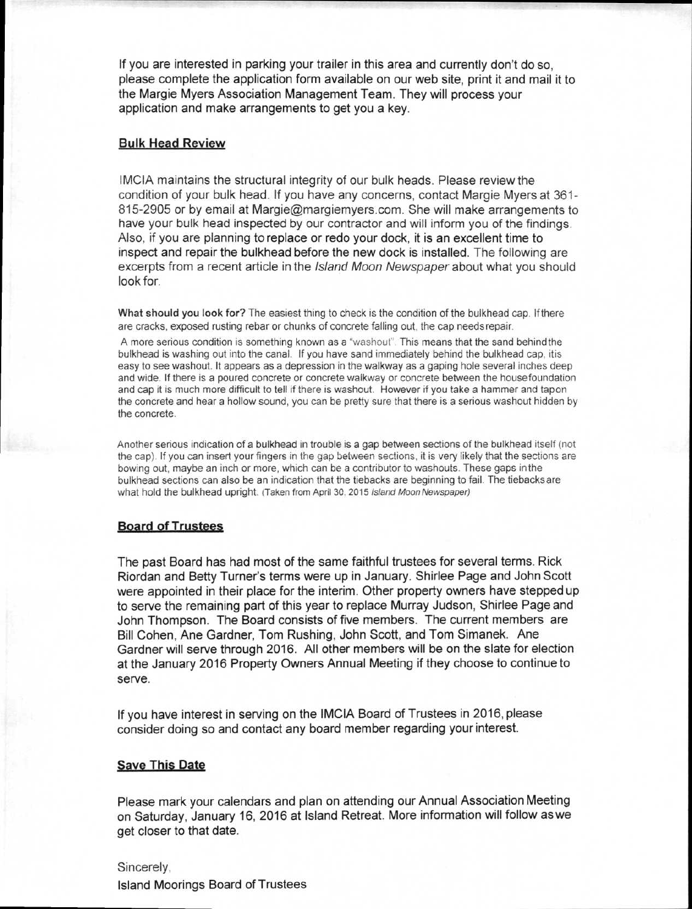If you are interested in parking your trailer in this area and currently don't do so, please complete the application form available on our web site, print it and mail it to the Margie Myers Association Management Team. They will process your application and make arrangements to get you a key.

## Bulk Head Review

IMCIA maintains the structural integrity of our bulk heads. Please review the condition of your bulk head. If you have any concerns, contact Margie Myers at 361-815-2905 or by email at Margie@margiemyers.com. She will make arrangements to have your bulk head inspected by our contractor and will inform you of the findings. Also, if you are planning to **replace or redo your dock, it is an excellent time to inspect and repair the bulkhead before the new dock is installed.** The following are excerpts from a recent article in the *Island Moon Newspaper* about what you should look for.

**What should you look for?** The easiest thing to check is the condition of the bulkhead cap. If there are cracks, exposed rusting rebar or chunks of concrete falling out, the cap needs repair.

A more serious condition is something known as a "washout". This means that the sand behind the bulkhead is washing out into the canal. If you have sand immediately behind the bulkhead cap, it is easy to see washout. It appears as a depression in the walkway as a gaping hole several inches deep and wide. If there is a poured concrete or concrete walkway or concrete between the house foundation and cap it is much more difficult to tell if there is washout. However if you take a hammer and tap on the concrete and hear a hollow sound, you can be pretty sure that there is a serious washout hidden by the concrete.

Another serious indication of a bulkhead in trouble is a gap between sections of the bulkhead itself (not the cap). If you can insert your fingers in the gap between sections, it is very likely that the sections are bowing out, maybe an inch or more, which can be a contributor to washouts. These gaps in the bulkhead sections can also be an indication that the tiebacks are beginning to fail. The tiebacks are what hold the bulkhead upright. (Taken from April 30, 2015 *Island Moon Newspaper*)

## Board of Trustees

The past Board has had most of the same faithful trustees for several terms. Rick Riordan and Betty Turner's terms were up in January. Shirlee Page and John Scott were appointed in their place for the interim. Other property owners have stepped up to serve the remaining part of this year to replace Murray Judson, Shirlee Page and John Thompson. The Board consists of five members. The current members are Bill Cohen, Ane Gardner, Tom Rushing, John Scott, and Tom Simanek. Ane Gardner will serve through 2016. All other members will be on the slate for election at the January 2016 Property Owners Annual Meeting if they choose to continue to serve.

If you have interest in serving on the IMCIA Board of Trustees in 2016, please consider doing so and contact any board member regarding your interest.

## Save This Date

Please mark your calendars and plan on attending our Annual Association Meeting on Saturday, January 16, 2016 at Island Retreat. More information will follow as we get closer to that date.

Sincerely,

Island Moorings Board of Trustees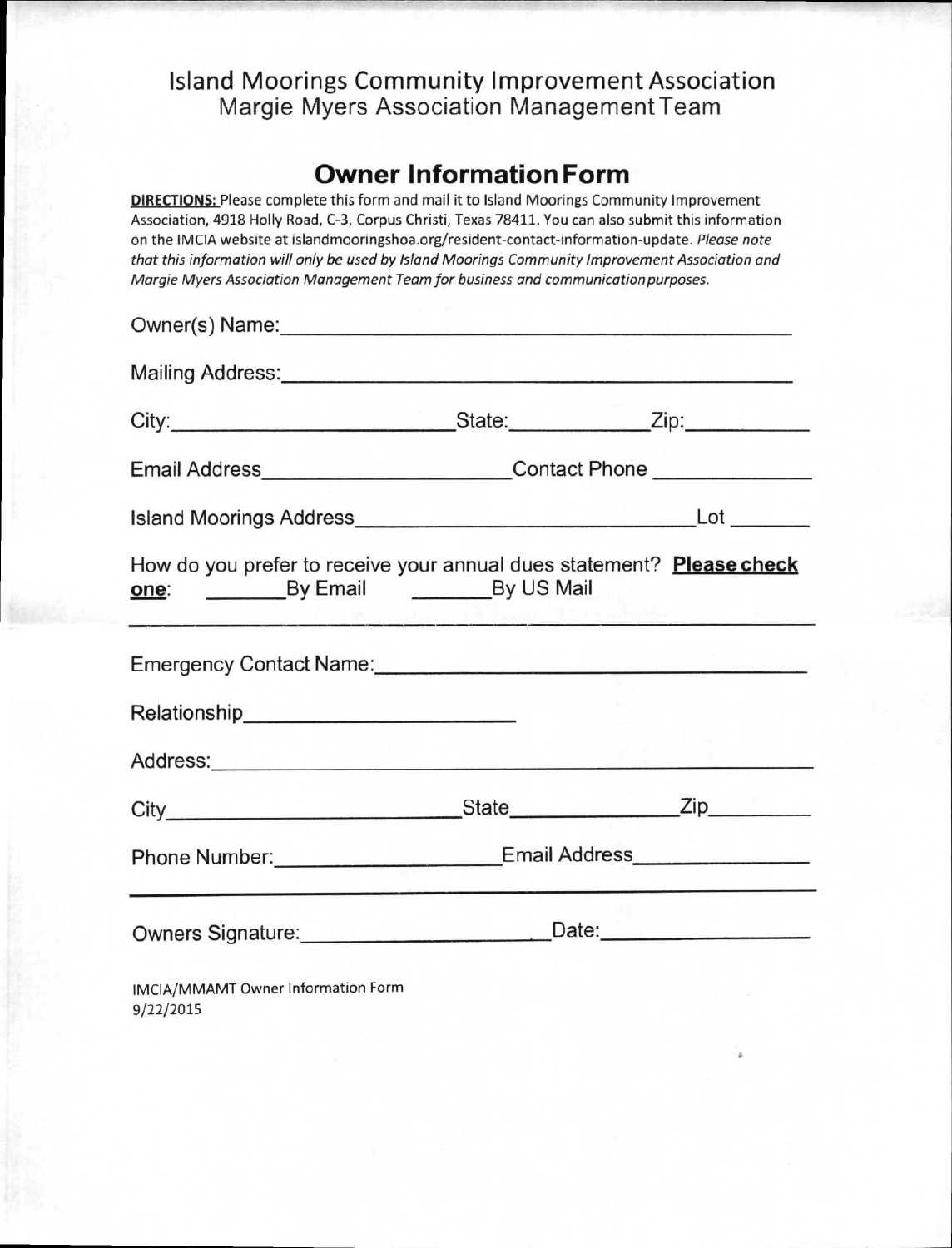## Island Moorings Community Improvement Association
### Margie Myers Association Management Team

# Owner Information Form

**DIRECTIONS:** Please complete this form and mail it to Island Moorings Community Improvement Association, 4918 Holly Road, C-3, Corpus Christi, Texas 78411. You can also submit this information on the IMCIA website at islandmooringshoa.org/resident-contact-information-update. *Please note that this information will only be used by Island Moorings Community Improvement Association and Margie Myers Association Management Team for business and communication purposes.*

Owner(s) Name:______________________________________________

Mailing Address:____________________________________________

City:_________________________ State:____________ Zip:__________

Email Address______________________ Contact Phone _____________

Island Moorings Address_____________________________ Lot _______

How do you prefer to receive your annual dues statement? **Please check one**: _______By Email _______By US Mail

---

Emergency Contact Name:_____________________________________

Relationship_______________________

Address:___________________________________________________

City_________________________ State_______________ Zip_________

Phone Number:___________________ Email Address_______________

---

Owners Signature:____________________ Date:__________________

IMCIA/MMAMT Owner Information Form
9/22/2015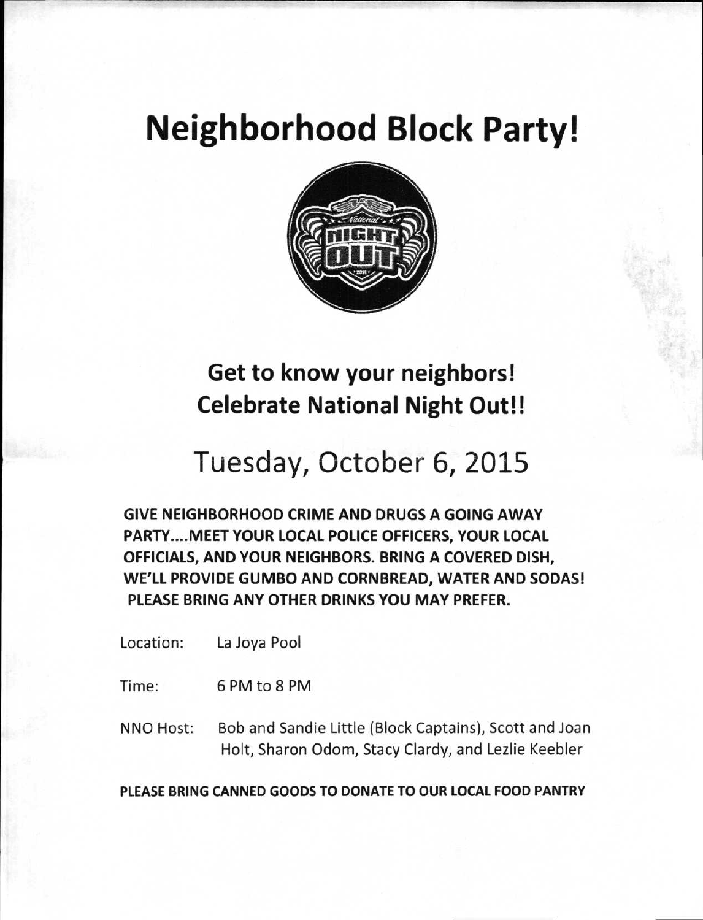# Neighborhood Block Party!

## Get to know your neighbors! Celebrate National Night Out!!

## Tuesday, October 6, 2015

**GIVE NEIGHBORHOOD CRIME AND DRUGS A GOING AWAY PARTY....MEET YOUR LOCAL POLICE OFFICERS, YOUR LOCAL OFFICIALS, AND YOUR NEIGHBORS. BRING A COVERED DISH, WE'LL PROVIDE GUMBO AND CORNBREAD, WATER AND SODAS! PLEASE BRING ANY OTHER DRINKS YOU MAY PREFER.**

Location: La Joya Pool

Time: 6 PM to 8 PM

NNO Host: Bob and Sandie Little (Block Captains), Scott and Joan Holt, Sharon Odom, Stacy Clardy, and Lezlie Keebler

**PLEASE BRING CANNED GOODS TO DONATE TO OUR LOCAL FOOD PANTRY**